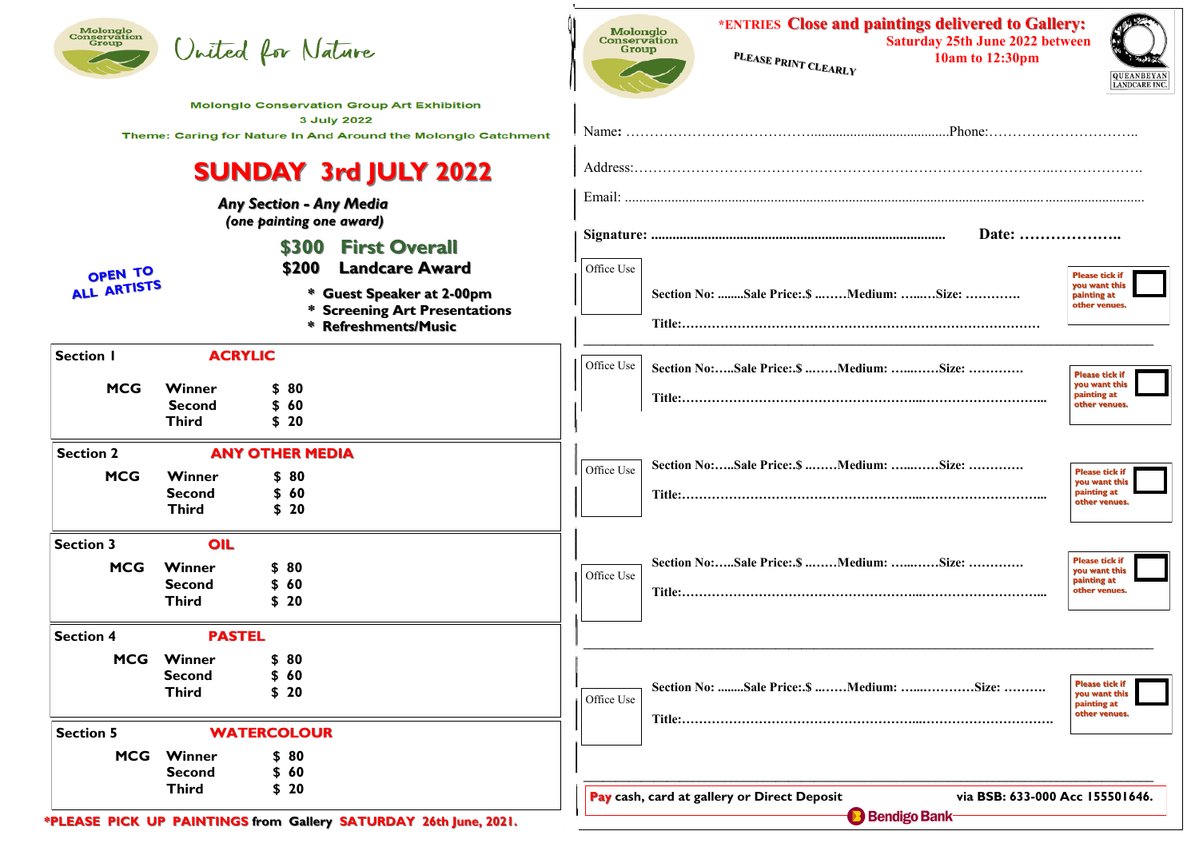Molonglo Conservation Group

United for Nature

**Molonglo Conservation Group Art Exhibition**

**3 July 2022**

**Theme: Caring for Nature In And Around the Molonglo Catchment**

# SUNDAY 3rd JULY 2022

***Any Section - Any Media***

***(one painting one award)***

**OPEN TO ALL ARTISTS**

**$300 First Overall**

**$200 Landcare Award**

- **Guest Speaker at 2-00pm**
- **Screening Art Presentations**
- **Refreshments/Music**

| Section | Media | | Place | Prize |
|---|---|---|---|---|
| Section 1 | ACRYLIC | MCG | Winner | $ 80 |
| | | | Second | $ 60 |
| | | | Third | $ 20 |
| Section 2 | ANY OTHER MEDIA | MCG | Winner | $ 80 |
| | | | Second | $ 60 |
| | | | Third | $ 20 |
| Section 3 | OIL | MCG | Winner | $ 80 |
| | | | Second | $ 60 |
| | | | Third | $ 20 |
| Section 4 | PASTEL | MCG | Winner | $ 80 |
| | | | Second | $ 60 |
| | | | Third | $ 20 |
| Section 5 | WATERCOLOUR | MCG | Winner | $ 80 |
| | | | Second | $ 60 |
| | | | Third | $ 20 |

***PLEASE PICK UP PAINTINGS from Gallery SATURDAY 26th June, 2021.**

---

Molonglo Conservation Group

***ENTRIES Close and paintings delivered to Gallery: Saturday 25th June 2022 between 10am to 12:30pm**

QUEANBEYAN LANDCARE INC.

PLEASE PRINT CLEARLY

Name: ……………………………………………………………Phone:…………………………..

Address:……………………………………………………………………………………………….

Email: ……………………………………………………………………………………………………

**Signature: …………………………………………………… Date: ……………….**

Office Use

**Section No: ........Sale Price:.$ ..……Medium: …..…Size: …………**

**Title:………………………………………………………………………**

Please tick if you want this painting at other venues. ☐

Office Use

**Section No:…..Sale Price:.$ ..……Medium: …..……Size: …………**

**Title:………………………………………………………………………...**

Please tick if you want this painting at other venues. ☐

Office Use

**Section No:…..Sale Price:.$ ..……Medium: …..……Size: …………**

**Title:………………………………………………………………………...**

Please tick if you want this painting at other venues. ☐

Office Use

**Section No:…..Sale Price:.$ ..……Medium: …..……Size: …………**

**Title:………………………………………………………………………...**

Please tick if you want this painting at other venues. ☐

Office Use

**Section No: ........Sale Price:.$ ..……Medium: …..…………Size: ……….**

**Title:………………………………………………………………………….**

Please tick if you want this painting at other venues. ☐

**Pay cash, card at gallery or Direct Deposit via BSB: 633-000 Acc 155501646.**

Bendigo Bank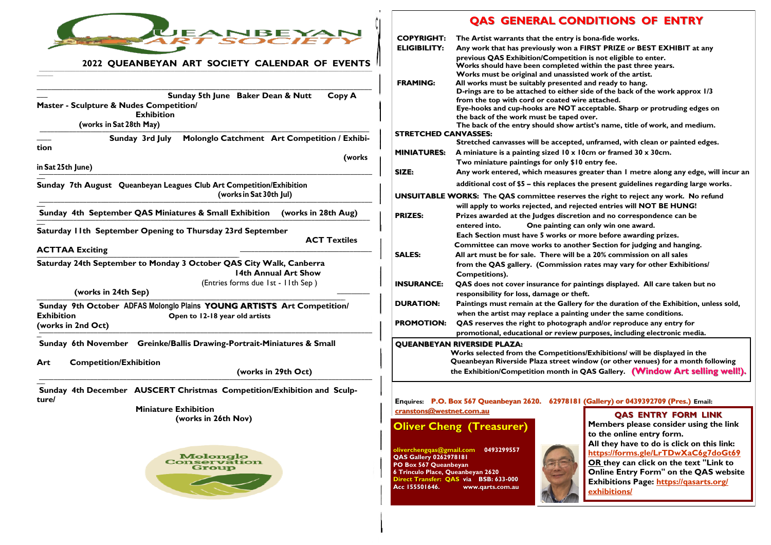# QUEANBEYAN ART SOCIETY

## 2022 QUEANBEYAN ART SOCIETY CALENDAR OF EVENTS

**Sunday 5th June Baker Dean & Nutt Copy A Master - Sculpture & Nudes Competition/ Exhibition**
(works in Sat 28th May)

**Sunday 3rd July Molonglo Catchment Art Competition / Exhibition**
(works in Sat 25th June)

**Sunday 7th August Queanbeyan Leagues Club Art Competition/Exhibition**
(works in Sat 30th Jul)

**Sunday 4th September QAS Miniatures & Small Exhibition** (works in 28th Aug)

**Saturday 11th September Opening to Thursday 23rd September ACT Textiles ACTTAA Exciting**

**Saturday 24th September to Monday 3 October QAS City Walk, Canberra 14th Annual Art Show**
(Entries forms due 1st - 11th Sep )
(works in 24th Sep)

**Sunday 9th October ADFAS Molonglo Plains YOUNG ARTISTS Art Competition/ Exhibition** Open to 12-18 year old artists
(works in 2nd Oct)

**Sunday 6th November Greinke/Ballis Drawing-Portrait-Miniatures & Small Art Competition/Exhibition**
(works in 29th Oct)

**Sunday 4th December AUSCERT Christmas Competition/Exhibition and Sculpture/ Miniature Exhibition**
(works in 26th Nov)

Molonglo Conservation Group

## QAS GENERAL CONDITIONS OF ENTRY

**COPYRIGHT:** The Artist warrants that the entry is bona-fide works.

**ELIGIBILITY:** Any work that has previously won a FIRST PRIZE or BEST EXHIBIT at any previous QAS Exhibition/Competition is not eligible to enter. Works should have been completed within the past three years. Works must be original and unassisted work of the artist.

**FRAMING:** All works must be suitably presented and ready to hang. D-rings are to be attached to either side of the back of the work approx 1/3 from the top with cord or coated wire attached. Eye-hooks and cup-hooks are NOT acceptable. Sharp or protruding edges on the back of the work must be taped over. The back of the entry should show artist's name, title of work, and medium.

**STRETCHED CANVASSES:** Stretched canvasses will be accepted, unframed, with clean or painted edges.

**MINIATURES:** A miniature is a painting sized 10 x 10cm or framed 30 x 30cm. Two miniature paintings for only $10 entry fee.

**SIZE:** Any work entered, which measures greater than 1 metre along any edge, will incur an additional cost of $5 – this replaces the present guidelines regarding large works.

**UNSUITABLE WORKS:** The QAS committee reserves the right to reject any work. No refund will apply to works rejected, and rejected entries will NOT BE HUNG!

**PRIZES:** Prizes awarded at the Judges discretion and no correspondence can be entered into. One painting can only win one award. Each Section must have 5 works or more before awarding prizes. Committee can move works to another Section for judging and hanging.

**SALES:** All art must be for sale. There will be a 20% commission on all sales from the QAS gallery. (Commission rates may vary for other Exhibitions/ Competitions).

**INSURANCE:** QAS does not cover insurance for paintings displayed. All care taken but no responsibility for loss, damage or theft.

**DURATION:** Paintings must remain at the Gallery for the duration of the Exhibition, unless sold, when the artist may replace a painting under the same conditions.

**PROMOTION:** QAS reserves the right to photograph and/or reproduce any entry for promotional, educational or review purposes, including electronic media.

**QUEANBEYAN RIVERSIDE PLAZA:** Works selected from the Competitions/Exhibitions/ will be displayed in the Queanbeyan Riverside Plaza street window (or other venues) for a month following the Exhibition/Competition month in QAS Gallery. **(Window Art selling well!).**

**Enquires:** P.O. Box 567 Queanbeyan 2620. 62978181 (Gallery) or 0439392709 (Pres.) **Email:** cranstons@westnet.com.au

### Oliver Cheng (Treasurer)

oliverchengqas@gmail.com 0493299557
QAS Gallery 0262978181
PO Box 567 Queanbeyan
6 Trinculo Place, Queanbeyan 2620
Direct Transfer: QAS via BSB: 633-000
Acc 155501646. www.qarts.com.au

### QAS ENTRY FORM LINK

Members please consider using the link to the online entry form.
All they have to do is click on this link: https://forms.gle/LrTDwXaC6g7doGt69
OR they can click on the text "Link to Online Entry Form" on the QAS website Exhibitions Page: https://qasarts.org/exhibitions/